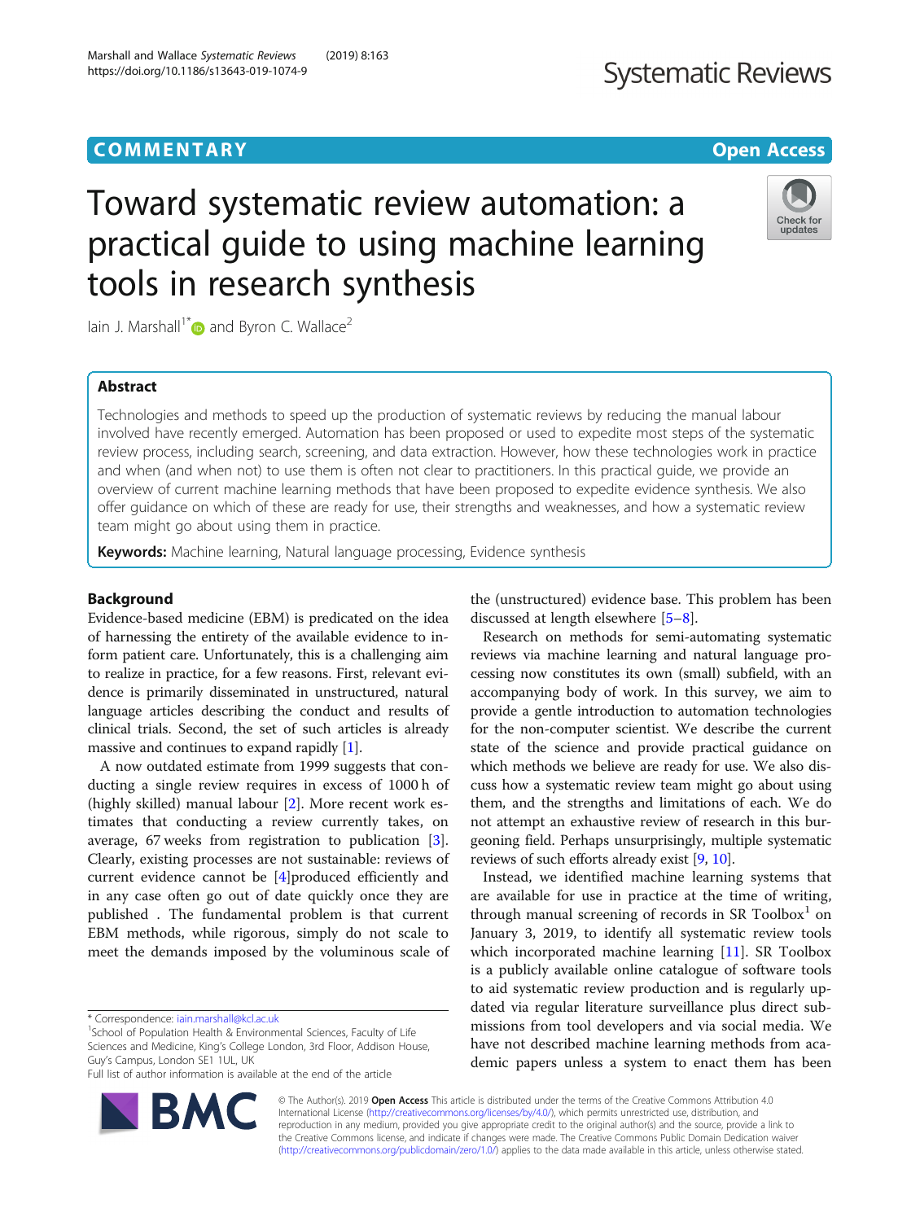# Toward systematic review automation: a practical guide to using machine learning tools in research synthesis

Iain J. Marshall[1*] and Byron C. Wallace[2]

## Abstract

Technologies and methods to speed up the production of systematic reviews by reducing the manual labour involved have recently emerged. Automation has been proposed or used to expedite most steps of the systematic review process, including search, screening, and data extraction. However, how these technologies work in practice and when (and when not) to use them is often not clear to practitioners. In this practical guide, we provide an overview of current machine learning methods that have been proposed to expedite evidence synthesis. We also offer guidance on which of these are ready for use, their strengths and weaknesses, and how a systematic review team might go about using them in practice.

**Keywords:** Machine learning, Natural language processing, Evidence synthesis

## Background

Evidence-based medicine (EBM) is predicated on the idea of harnessing the entirety of the available evidence to inform patient care. Unfortunately, this is a challenging aim to realize in practice, for a few reasons. First, relevant evidence is primarily disseminated in unstructured, natural language articles describing the conduct and results of clinical trials. Second, the set of such articles is already massive and continues to expand rapidly [1].

A now outdated estimate from 1999 suggests that conducting a single review requires in excess of 1000 h of (highly skilled) manual labour [2]. More recent work estimates that conducting a review currently takes, on average, 67 weeks from registration to publication [3]. Clearly, existing processes are not sustainable: reviews of current evidence cannot be [4]produced efficiently and in any case often go out of date quickly once they are published . The fundamental problem is that current EBM methods, while rigorous, simply do not scale to meet the demands imposed by the voluminous scale of the (unstructured) evidence base. This problem has been discussed at length elsewhere [5–8].

Research on methods for semi-automating systematic reviews via machine learning and natural language processing now constitutes its own (small) subfield, with an accompanying body of work. In this survey, we aim to provide a gentle introduction to automation technologies for the non-computer scientist. We describe the current state of the science and provide practical guidance on which methods we believe are ready for use. We also discuss how a systematic review team might go about using them, and the strengths and limitations of each. We do not attempt an exhaustive review of research in this burgeoning field. Perhaps unsurprisingly, multiple systematic reviews of such efforts already exist [9, 10].

Instead, we identified machine learning systems that are available for use in practice at the time of writing, through manual screening of records in SR Toolbox[1] on January 3, 2019, to identify all systematic review tools which incorporated machine learning [11]. SR Toolbox is a publicly available online catalogue of software tools to aid systematic review production and is regularly updated via regular literature surveillance plus direct submissions from tool developers and via social media. We have not described machine learning methods from academic papers unless a system to enact them has been

\* Correspondence: iain.marshall@kcl.ac.uk

[1] School of Population Health & Environmental Sciences, Faculty of Life Sciences and Medicine, King's College London, 3rd Floor, Addison House, Guy's Campus, London SE1 1UL, UK

Full list of author information is available at the end of the article

© The Author(s). 2019 **Open Access** This article is distributed under the terms of the Creative Commons Attribution 4.0 International License (http://creativecommons.org/licenses/by/4.0/), which permits unrestricted use, distribution, and reproduction in any medium, provided you give appropriate credit to the original author(s) and the source, provide a link to the Creative Commons license, and indicate if changes were made. The Creative Commons Public Domain Dedication waiver (http://creativecommons.org/publicdomain/zero/1.0/) applies to the data made available in this article, unless otherwise stated.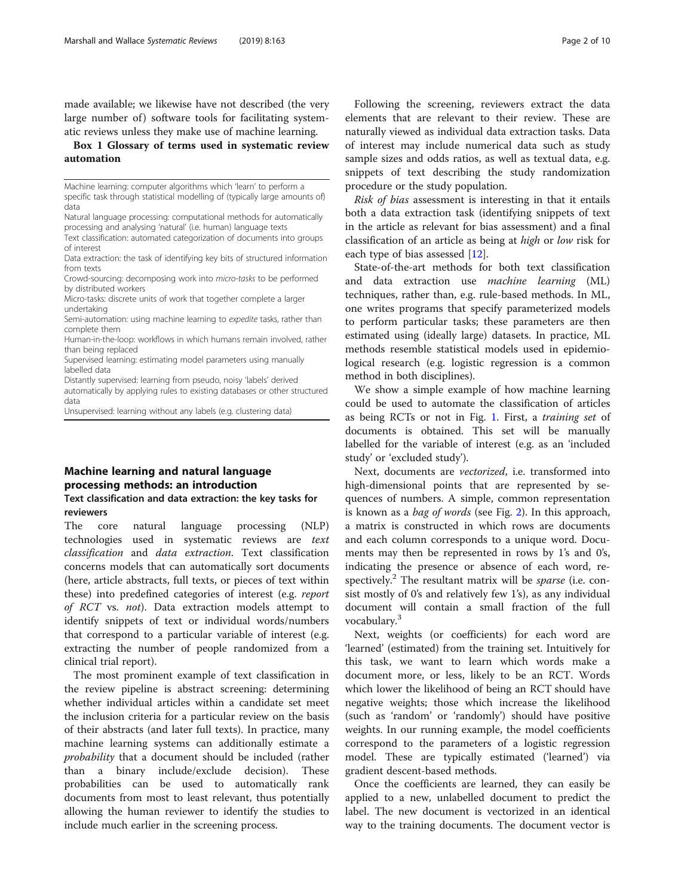made available; we likewise have not described (the very large number of) software tools for facilitating systematic reviews unless they make use of machine learning.

**Box 1 Glossary of terms used in systematic review automation**

Machine learning: computer algorithms which 'learn' to perform a specific task through statistical modelling of (typically large amounts of) data
Natural language processing: computational methods for automatically processing and analysing 'natural' (i.e. human) language texts
Text classification: automated categorization of documents into groups of interest
Data extraction: the task of identifying key bits of structured information from texts
Crowd-sourcing: decomposing work into *micro-tasks* to be performed by distributed workers
Micro-tasks: discrete units of work that together complete a larger undertaking
Semi-automation: using machine learning to *expedite* tasks, rather than complete them
Human-in-the-loop: workflows in which humans remain involved, rather than being replaced
Supervised learning: estimating model parameters using manually labelled data
Distantly supervised: learning from pseudo, noisy 'labels' derived automatically by applying rules to existing databases or other structured data
Unsupervised: learning without any labels (e.g. clustering data)

## Machine learning and natural language processing methods: an introduction

### Text classification and data extraction: the key tasks for reviewers

The core natural language processing (NLP) technologies used in systematic reviews are *text classification* and *data extraction*. Text classification concerns models that can automatically sort documents (here, article abstracts, full texts, or pieces of text within these) into predefined categories of interest (e.g. *report of RCT* vs. *not*). Data extraction models attempt to identify snippets of text or individual words/numbers that correspond to a particular variable of interest (e.g. extracting the number of people randomized from a clinical trial report).

The most prominent example of text classification in the review pipeline is abstract screening: determining whether individual articles within a candidate set meet the inclusion criteria for a particular review on the basis of their abstracts (and later full texts). In practice, many machine learning systems can additionally estimate a *probability* that a document should be included (rather than a binary include/exclude decision). These probabilities can be used to automatically rank documents from most to least relevant, thus potentially allowing the human reviewer to identify the studies to include much earlier in the screening process.

Following the screening, reviewers extract the data elements that are relevant to their review. These are naturally viewed as individual data extraction tasks. Data of interest may include numerical data such as study sample sizes and odds ratios, as well as textual data, e.g. snippets of text describing the study randomization procedure or the study population.

*Risk of bias* assessment is interesting in that it entails both a data extraction task (identifying snippets of text in the article as relevant for bias assessment) and a final classification of an article as being at *high* or *low* risk for each type of bias assessed [12].

State-of-the-art methods for both text classification and data extraction use *machine learning* (ML) techniques, rather than, e.g. rule-based methods. In ML, one writes programs that specify parameterized models to perform particular tasks; these parameters are then estimated using (ideally large) datasets. In practice, ML methods resemble statistical models used in epidemiological research (e.g. logistic regression is a common method in both disciplines).

We show a simple example of how machine learning could be used to automate the classification of articles as being RCTs or not in Fig. 1. First, a *training set* of documents is obtained. This set will be manually labelled for the variable of interest (e.g. as an 'included study' or 'excluded study').

Next, documents are *vectorized*, i.e. transformed into high-dimensional points that are represented by sequences of numbers. A simple, common representation is known as a *bag of words* (see Fig. 2). In this approach, a matrix is constructed in which rows are documents and each column corresponds to a unique word. Documents may then be represented in rows by 1's and 0's, indicating the presence or absence of each word, respectively.[2] The resultant matrix will be *sparse* (i.e. consist mostly of 0's and relatively few 1's), as any individual document will contain a small fraction of the full vocabulary.[3]

Next, weights (or coefficients) for each word are 'learned' (estimated) from the training set. Intuitively for this task, we want to learn which words make a document more, or less, likely to be an RCT. Words which lower the likelihood of being an RCT should have negative weights; those which increase the likelihood (such as 'random' or 'randomly') should have positive weights. In our running example, the model coefficients correspond to the parameters of a logistic regression model. These are typically estimated ('learned') via gradient descent-based methods.

Once the coefficients are learned, they can easily be applied to a new, unlabelled document to predict the label. The new document is vectorized in an identical way to the training documents. The document vector is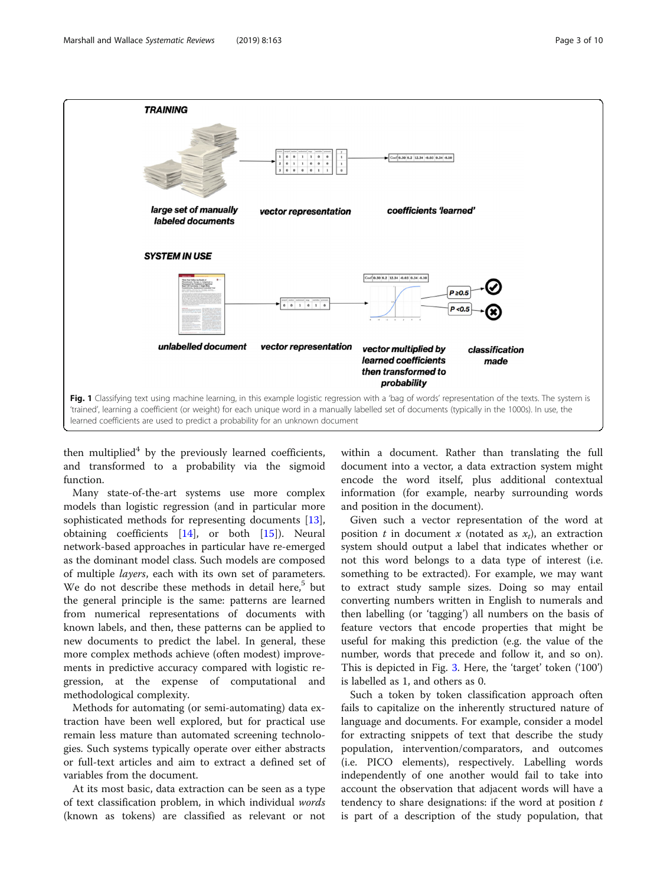TRAINING

large set of manually labeled documents

vector representation

coefficients 'learned'

SYSTEM IN USE

unlabelled document

vector representation

vector multiplied by learned coefficients then transformed to probability

P ≥0.5

P <0.5

classification made

**Fig. 1** Classifying text using machine learning, in this example logistic regression with a 'bag of words' representation of the texts. The system is 'trained', learning a coefficient (or weight) for each unique word in a manually labelled set of documents (typically in the 1000s). In use, the learned coefficients are used to predict a probability for an unknown document

then multiplied[4] by the previously learned coefficients, and transformed to a probability via the sigmoid function.

Many state-of-the-art systems use more complex models than logistic regression (and in particular more sophisticated methods for representing documents [13], obtaining coefficients [14], or both [15]). Neural network-based approaches in particular have re-emerged as the dominant model class. Such models are composed of multiple *layers*, each with its own set of parameters. We do not describe these methods in detail here,[5] but the general principle is the same: patterns are learned from numerical representations of documents with known labels, and then, these patterns can be applied to new documents to predict the label. In general, these more complex methods achieve (often modest) improvements in predictive accuracy compared with logistic regression, at the expense of computational and methodological complexity.

Methods for automating (or semi-automating) data extraction have been well explored, but for practical use remain less mature than automated screening technologies. Such systems typically operate over either abstracts or full-text articles and aim to extract a defined set of variables from the document.

At its most basic, data extraction can be seen as a type of text classification problem, in which individual *words* (known as tokens) are classified as relevant or not within a document. Rather than translating the full document into a vector, a data extraction system might encode the word itself, plus additional contextual information (for example, nearby surrounding words and position in the document).

Given such a vector representation of the word at position $t$ in document $x$ (notated as $x_t$), an extraction system should output a label that indicates whether or not this word belongs to a data type of interest (i.e. something to be extracted). For example, we may want to extract study sample sizes. Doing so may entail converting numbers written in English to numerals and then labelling (or 'tagging') all numbers on the basis of feature vectors that encode properties that might be useful for making this prediction (e.g. the value of the number, words that precede and follow it, and so on). This is depicted in Fig. 3. Here, the 'target' token ('100') is labelled as 1, and others as 0.

Such a token by token classification approach often fails to capitalize on the inherently structured nature of language and documents. For example, consider a model for extracting snippets of text that describe the study population, intervention/comparators, and outcomes (i.e. PICO elements), respectively. Labelling words independently of one another would fail to take into account the observation that adjacent words will have a tendency to share designations: if the word at position $t$ is part of a description of the study population, that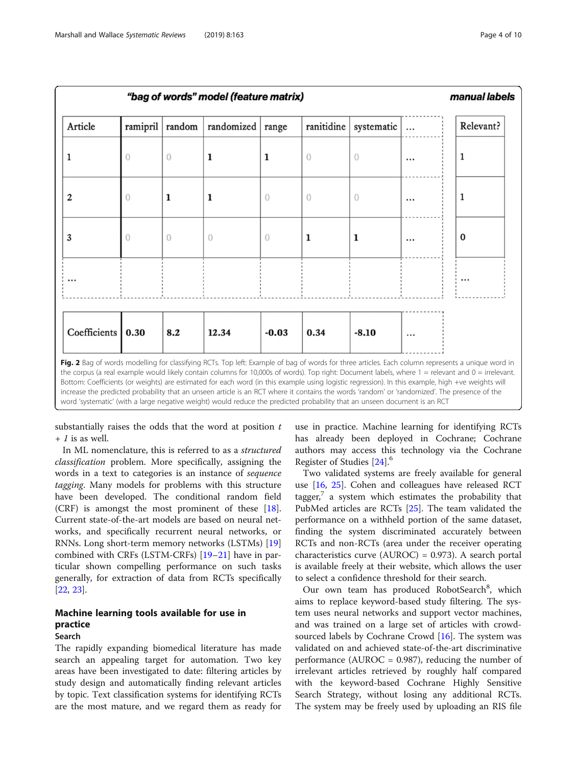"bag of words" model (feature matrix)

| Article | ramipril | random | randomized | range | ranitidine | systematic | ... | Relevant? |
|---|---|---|---|---|---|---|---|---|
| 1 | 0 | 0 | **1** | **1** | 0 | 0 | ... | 1 |
| 2 | 0 | **1** | **1** | 0 | 0 | 0 | ... | 1 |
| 3 | 0 | 0 | 0 | 0 | **1** | **1** | ... | 0 |
| ... | | | | | | | | ... |
| Coefficients | **0.30** | **8.2** | **12.34** | **-0.03** | **0.34** | **-8.10** | ... | |

manual labels

**Fig. 2** Bag of words modelling for classifying RCTs. Top left: Example of bag of words for three articles. Each column represents a unique word in the corpus (a real example would likely contain columns for 10,000s of words). Top right: Document labels, where 1 = relevant and 0 = irrelevant. Bottom: Coefficients (or weights) are estimated for each word (in this example using logistic regression). In this example, high +ve weights will increase the predicted probability that an unseen article is an RCT where it contains the words 'random' or 'randomized'. The presence of the word 'systematic' (with a large negative weight) would reduce the predicted probability that an unseen document is an RCT

substantially raises the odds that the word at position $t + 1$ is as well.

In ML nomenclature, this is referred to as a *structured classification* problem. More specifically, assigning the words in a text to categories is an instance of *sequence tagging*. Many models for problems with this structure have been developed. The conditional random field (CRF) is amongst the most prominent of these [18]. Current state-of-the-art models are based on neural networks, and specifically recurrent neural networks, or RNNs. Long short-term memory networks (LSTMs) [19] combined with CRFs (LSTM-CRFs) [19–21] have in particular shown compelling performance on such tasks generally, for extraction of data from RCTs specifically [22, 23].

## Machine learning tools available for use in practice

### Search

The rapidly expanding biomedical literature has made search an appealing target for automation. Two key areas have been investigated to date: filtering articles by study design and automatically finding relevant articles by topic. Text classification systems for identifying RCTs are the most mature, and we regard them as ready for use in practice. Machine learning for identifying RCTs has already been deployed in Cochrane; Cochrane authors may access this technology via the Cochrane Register of Studies [24].[6]

Two validated systems are freely available for general use [16, 25]. Cohen and colleagues have released RCT tagger,[7] a system which estimates the probability that PubMed articles are RCTs [25]. The team validated the performance on a withheld portion of the same dataset, finding the system discriminated accurately between RCTs and non-RCTs (area under the receiver operating characteristics curve (AUROC) = 0.973). A search portal is available freely at their website, which allows the user to select a confidence threshold for their search.

Our own team has produced RobotSearch[8], which aims to replace keyword-based study filtering. The system uses neural networks and support vector machines, and was trained on a large set of articles with crowd-sourced labels by Cochrane Crowd [16]. The system was validated on and achieved state-of-the-art discriminative performance (AUROC = 0.987), reducing the number of irrelevant articles retrieved by roughly half compared with the keyword-based Cochrane Highly Sensitive Search Strategy, without losing any additional RCTs. The system may be freely used by uploading an RIS file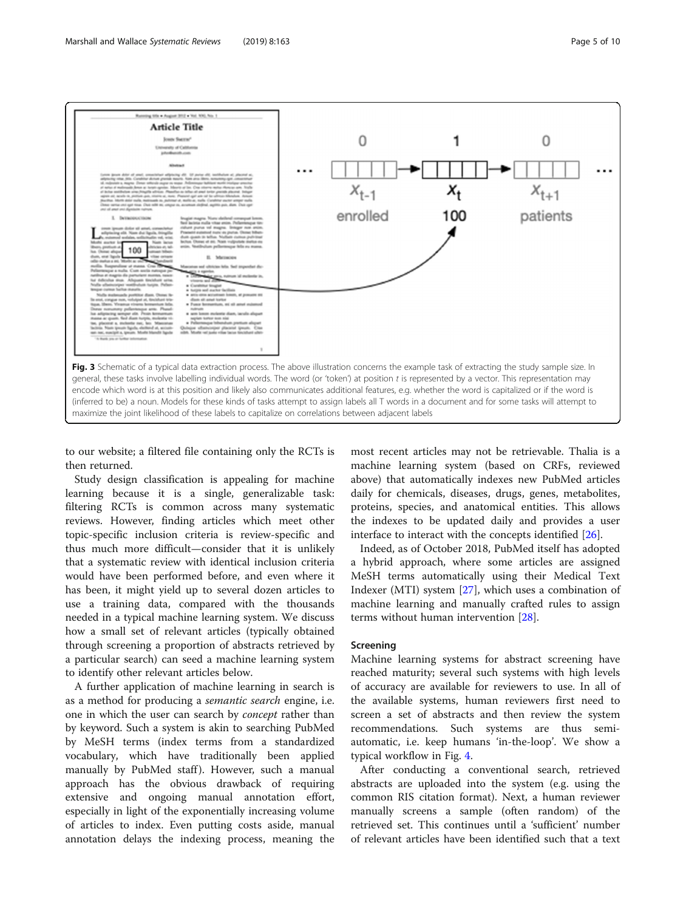**Fig. 3** Schematic of a typical data extraction process. The above illustration concerns the example task of extracting the study sample size. In general, these tasks involve labelling individual words. The word (or 'token') at position *t* is represented by a vector. This representation may encode which word is at this position and likely also communicates additional features, e.g. whether the word is capitalized or if the word is (inferred to be) a noun. Models for these kinds of tasks attempt to assign labels all T words in a document and for some tasks will attempt to maximize the joint likelihood of these labels to capitalize on correlations between adjacent labels

to our website; a filtered file containing only the RCTs is then returned.

Study design classification is appealing for machine learning because it is a single, generalizable task: filtering RCTs is common across many systematic reviews. However, finding articles which meet other topic-specific inclusion criteria is review-specific and thus much more difficult—consider that it is unlikely that a systematic review with identical inclusion criteria would have been performed before, and even where it has been, it might yield up to several dozen articles to use a training data, compared with the thousands needed in a typical machine learning system. We discuss how a small set of relevant articles (typically obtained through screening a proportion of abstracts retrieved by a particular search) can seed a machine learning system to identify other relevant articles below.

A further application of machine learning in search is as a method for producing a *semantic search* engine, i.e. one in which the user can search by *concept* rather than by keyword. Such a system is akin to searching PubMed by MeSH terms (index terms from a standardized vocabulary, which have traditionally been applied manually by PubMed staff). However, such a manual approach has the obvious drawback of requiring extensive and ongoing manual annotation effort, especially in light of the exponentially increasing volume of articles to index. Even putting costs aside, manual annotation delays the indexing process, meaning the most recent articles may not be retrievable. Thalia is a machine learning system (based on CRFs, reviewed above) that automatically indexes new PubMed articles daily for chemicals, diseases, drugs, genes, metabolites, proteins, species, and anatomical entities. This allows the indexes to be updated daily and provides a user interface to interact with the concepts identified [26].

Indeed, as of October 2018, PubMed itself has adopted a hybrid approach, where some articles are assigned MeSH terms automatically using their Medical Text Indexer (MTI) system [27], which uses a combination of machine learning and manually crafted rules to assign terms without human intervention [28].

## Screening

Machine learning systems for abstract screening have reached maturity; several such systems with high levels of accuracy are available for reviewers to use. In all of the available systems, human reviewers first need to screen a set of abstracts and then review the system recommendations. Such systems are thus semi-automatic, i.e. keep humans 'in-the-loop'. We show a typical workflow in Fig. 4.

After conducting a conventional search, retrieved abstracts are uploaded into the system (e.g. using the common RIS citation format). Next, a human reviewer manually screens a sample (often random) of the retrieved set. This continues until a 'sufficient' number of relevant articles have been identified such that a text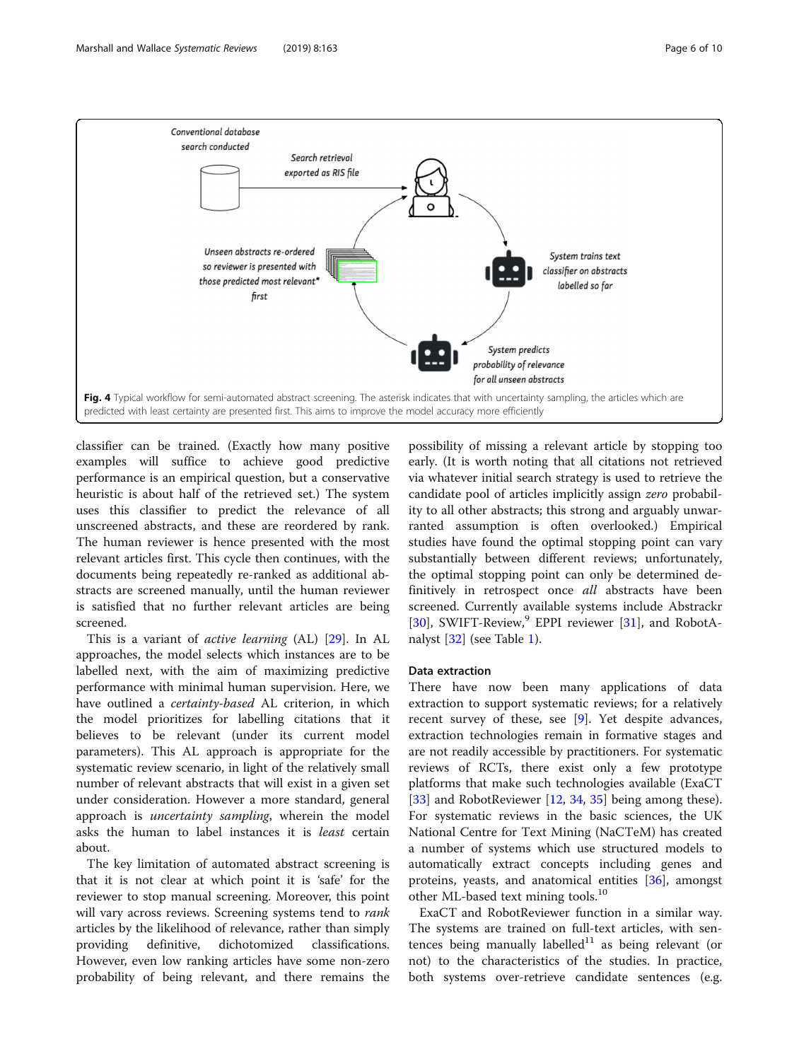Conventional database search conducted

Search retrieval exported as RIS file

System trains text classifier on abstracts labelled so far

System predicts probability of relevance for all unseen abstracts

Unseen abstracts re-ordered so reviewer is presented with those predicted most relevant* first

**Fig. 4** Typical workflow for semi-automated abstract screening. The asterisk indicates that with uncertainty sampling, the articles which are predicted with least certainty are presented first. This aims to improve the model accuracy more efficiently

classifier can be trained. (Exactly how many positive examples will suffice to achieve good predictive performance is an empirical question, but a conservative heuristic is about half of the retrieved set.) The system uses this classifier to predict the relevance of all unscreened abstracts, and these are reordered by rank. The human reviewer is hence presented with the most relevant articles first. This cycle then continues, with the documents being repeatedly re-ranked as additional abstracts are screened manually, until the human reviewer is satisfied that no further relevant articles are being screened.

This is a variant of *active learning* (AL) [29]. In AL approaches, the model selects which instances are to be labelled next, with the aim of maximizing predictive performance with minimal human supervision. Here, we have outlined a *certainty-based* AL criterion, in which the model prioritizes for labelling citations that it believes to be relevant (under its current model parameters). This AL approach is appropriate for the systematic review scenario, in light of the relatively small number of relevant abstracts that will exist in a given set under consideration. However a more standard, general approach is *uncertainty sampling*, wherein the model asks the human to label instances it is *least* certain about.

The key limitation of automated abstract screening is that it is not clear at which point it is 'safe' for the reviewer to stop manual screening. Moreover, this point will vary across reviews. Screening systems tend to *rank* articles by the likelihood of relevance, rather than simply providing definitive, dichotomized classifications. However, even low ranking articles have some non-zero probability of being relevant, and there remains the possibility of missing a relevant article by stopping too early. (It is worth noting that all citations not retrieved via whatever initial search strategy is used to retrieve the candidate pool of articles implicitly assign *zero* probability to all other abstracts; this strong and arguably unwarranted assumption is often overlooked.) Empirical studies have found the optimal stopping point can vary substantially between different reviews; unfortunately, the optimal stopping point can only be determined definitively in retrospect once *all* abstracts have been screened. Currently available systems include Abstrackr [30], SWIFT-Review,[9] EPPI reviewer [31], and RobotAnalyst [32] (see Table 1).

### Data extraction

There have now been many applications of data extraction to support systematic reviews; for a relatively recent survey of these, see [9]. Yet despite advances, extraction technologies remain in formative stages and are not readily accessible by practitioners. For systematic reviews of RCTs, there exist only a few prototype platforms that make such technologies available (ExaCT [33] and RobotReviewer [12, 34, 35] being among these). For systematic reviews in the basic sciences, the UK National Centre for Text Mining (NaCTeM) has created a number of systems which use structured models to automatically extract concepts including genes and proteins, yeasts, and anatomical entities [36], amongst other ML-based text mining tools.[10]

ExaCT and RobotReviewer function in a similar way. The systems are trained on full-text articles, with sentences being manually labelled[11] as being relevant (or not) to the characteristics of the studies. In practice, both systems over-retrieve candidate sentences (e.g.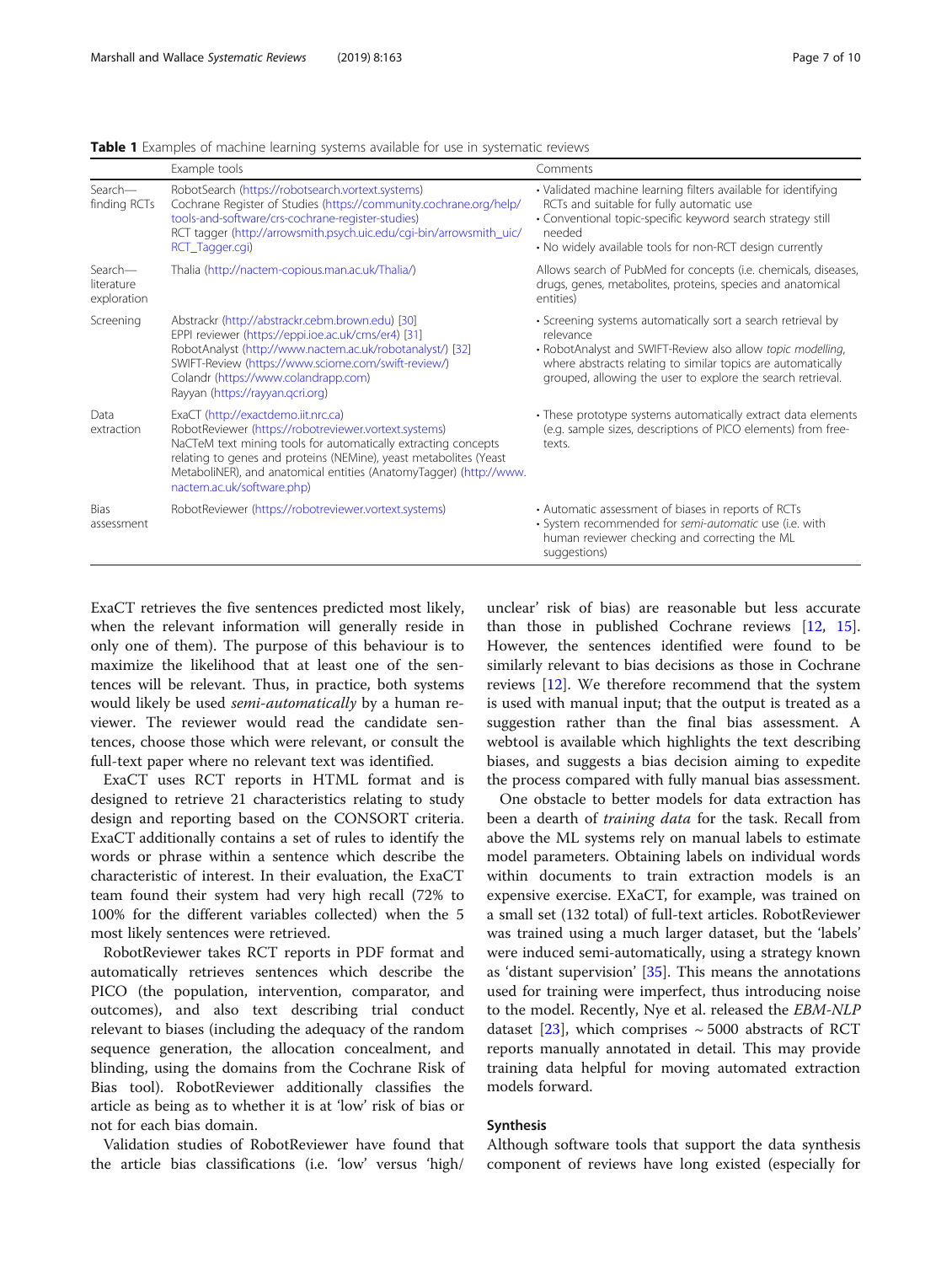**Table 1** Examples of machine learning systems available for use in systematic reviews

| | Example tools | Comments |
|---|---|---|
| Search—finding RCTs | RobotSearch (https://robotsearch.vortext.systems)<br>Cochrane Register of Studies (https://community.cochrane.org/help/tools-and-software/crs-cochrane-register-studies)<br>RCT tagger (http://arrowsmith.psych.uic.edu/cgi-bin/arrowsmith_uic/RCT_Tagger.cgi) | • Validated machine learning filters available for identifying RCTs and suitable for fully automatic use<br>• Conventional topic-specific keyword search strategy still needed<br>• No widely available tools for non-RCT design currently |
| Search—literature exploration | Thalia (http://nactem-copious.man.ac.uk/Thalia/) | Allows search of PubMed for concepts (i.e. chemicals, diseases, drugs, genes, metabolites, proteins, species and anatomical entities) |
| Screening | Abstrackr (http://abstrackr.cebm.brown.edu) [30]<br>EPPI reviewer (https://eppi.ioe.ac.uk/cms/er4) [31]<br>RobotAnalyst (http://www.nactem.ac.uk/robotanalyst/) [32]<br>SWIFT-Review (https://www.sciome.com/swift-review/)<br>Colandr (https://www.colandrapp.com)<br>Rayyan (https://rayyan.qcri.org) | • Screening systems automatically sort a search retrieval by relevance<br>• RobotAnalyst and SWIFT-Review also allow *topic modelling*, where abstracts relating to similar topics are automatically grouped, allowing the user to explore the search retrieval. |
| Data extraction | ExaCT (http://exactdemo.iit.nrc.ca)<br>RobotReviewer (https://robotreviewer.vortext.systems)<br>NaCTeM text mining tools for automatically extracting concepts relating to genes and proteins (NEMine), yeast metabolites (Yeast MetaboliNER), and anatomical entities (AnatomyTagger) (http://www.nactem.ac.uk/software.php) | • These prototype systems automatically extract data elements (e.g. sample sizes, descriptions of PICO elements) from free-texts. |
| Bias assessment | RobotReviewer (https://robotreviewer.vortext.systems) | • Automatic assessment of biases in reports of RCTs<br>• System recommended for *semi-automatic* use (i.e. with human reviewer checking and correcting the ML suggestions) |

ExaCT retrieves the five sentences predicted most likely, when the relevant information will generally reside in only one of them). The purpose of this behaviour is to maximize the likelihood that at least one of the sentences will be relevant. Thus, in practice, both systems would likely be used *semi-automatically* by a human reviewer. The reviewer would read the candidate sentences, choose those which were relevant, or consult the full-text paper where no relevant text was identified.

ExaCT uses RCT reports in HTML format and is designed to retrieve 21 characteristics relating to study design and reporting based on the CONSORT criteria. ExaCT additionally contains a set of rules to identify the words or phrase within a sentence which describe the characteristic of interest. In their evaluation, the ExaCT team found their system had very high recall (72% to 100% for the different variables collected) when the 5 most likely sentences were retrieved.

RobotReviewer takes RCT reports in PDF format and automatically retrieves sentences which describe the PICO (the population, intervention, comparator, and outcomes), and also text describing trial conduct relevant to biases (including the adequacy of the random sequence generation, the allocation concealment, and blinding, using the domains from the Cochrane Risk of Bias tool). RobotReviewer additionally classifies the article as being as to whether it is at 'low' risk of bias or not for each bias domain.

Validation studies of RobotReviewer have found that the article bias classifications (i.e. 'low' versus 'high/unclear' risk of bias) are reasonable but less accurate than those in published Cochrane reviews [12, 15]. However, the sentences identified were found to be similarly relevant to bias decisions as those in Cochrane reviews [12]. We therefore recommend that the system is used with manual input; that the output is treated as a suggestion rather than the final bias assessment. A webtool is available which highlights the text describing biases, and suggests a bias decision aiming to expedite the process compared with fully manual bias assessment.

One obstacle to better models for data extraction has been a dearth of *training data* for the task. Recall from above the ML systems rely on manual labels to estimate model parameters. Obtaining labels on individual words within documents to train extraction models is an expensive exercise. EXaCT, for example, was trained on a small set (132 total) of full-text articles. RobotReviewer was trained using a much larger dataset, but the 'labels' were induced semi-automatically, using a strategy known as 'distant supervision' [35]. This means the annotations used for training were imperfect, thus introducing noise to the model. Recently, Nye et al. released the *EBM-NLP* dataset [23], which comprises ~ 5000 abstracts of RCT reports manually annotated in detail. This may provide training data helpful for moving automated extraction models forward.

### Synthesis

Although software tools that support the data synthesis component of reviews have long existed (especially for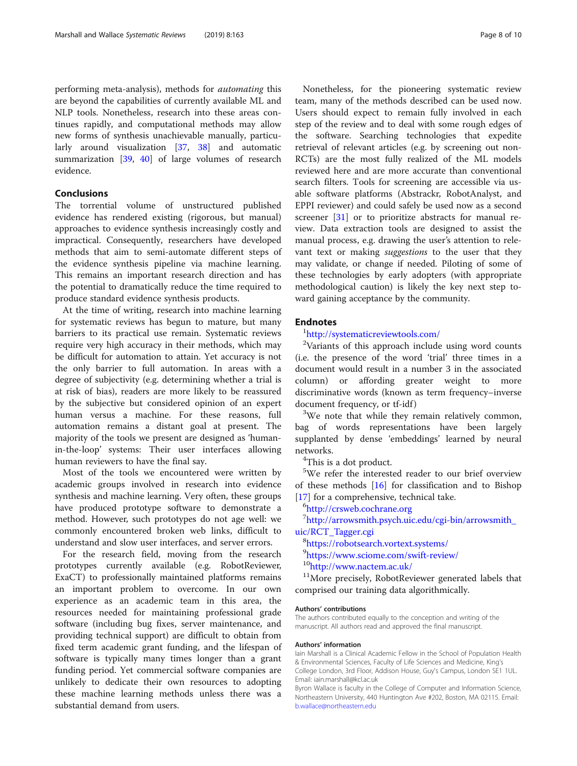performing meta-analysis), methods for *automating* this are beyond the capabilities of currently available ML and NLP tools. Nonetheless, research into these areas continues rapidly, and computational methods may allow new forms of synthesis unachievable manually, particularly around visualization [37, 38] and automatic summarization [39, 40] of large volumes of research evidence.

## Conclusions

The torrential volume of unstructured published evidence has rendered existing (rigorous, but manual) approaches to evidence synthesis increasingly costly and impractical. Consequently, researchers have developed methods that aim to semi-automate different steps of the evidence synthesis pipeline via machine learning. This remains an important research direction and has the potential to dramatically reduce the time required to produce standard evidence synthesis products.

At the time of writing, research into machine learning for systematic reviews has begun to mature, but many barriers to its practical use remain. Systematic reviews require very high accuracy in their methods, which may be difficult for automation to attain. Yet accuracy is not the only barrier to full automation. In areas with a degree of subjectivity (e.g. determining whether a trial is at risk of bias), readers are more likely to be reassured by the subjective but considered opinion of an expert human versus a machine. For these reasons, full automation remains a distant goal at present. The majority of the tools we present are designed as 'human-in-the-loop' systems: Their user interfaces allowing human reviewers to have the final say.

Most of the tools we encountered were written by academic groups involved in research into evidence synthesis and machine learning. Very often, these groups have produced prototype software to demonstrate a method. However, such prototypes do not age well: we commonly encountered broken web links, difficult to understand and slow user interfaces, and server errors.

For the research field, moving from the research prototypes currently available (e.g. RobotReviewer, ExaCT) to professionally maintained platforms remains an important problem to overcome. In our own experience as an academic team in this area, the resources needed for maintaining professional grade software (including bug fixes, server maintenance, and providing technical support) are difficult to obtain from fixed term academic grant funding, and the lifespan of software is typically many times longer than a grant funding period. Yet commercial software companies are unlikely to dedicate their own resources to adopting these machine learning methods unless there was a substantial demand from users.

Nonetheless, for the pioneering systematic review team, many of the methods described can be used now. Users should expect to remain fully involved in each step of the review and to deal with some rough edges of the software. Searching technologies that expedite retrieval of relevant articles (e.g. by screening out non-RCTs) are the most fully realized of the ML models reviewed here and are more accurate than conventional search filters. Tools for screening are accessible via usable software platforms (Abstrackr, RobotAnalyst, and EPPI reviewer) and could safely be used now as a second screener [31] or to prioritize abstracts for manual review. Data extraction tools are designed to assist the manual process, e.g. drawing the user's attention to relevant text or making *suggestions* to the user that they may validate, or change if needed. Piloting of some of these technologies by early adopters (with appropriate methodological caution) is likely the key next step toward gaining acceptance by the community.

## Endnotes

[1] http://systematicreviewtools.com/

[2] Variants of this approach include using word counts (i.e. the presence of the word 'trial' three times in a document would result in a number 3 in the associated column) or affording greater weight to more discriminative words (known as term frequency–inverse document frequency, or tf-idf)

[3] We note that while they remain relatively common, bag of words representations have been largely supplanted by dense 'embeddings' learned by neural networks.

[4] This is a dot product.

[5] We refer the interested reader to our brief overview of these methods [16] for classification and to Bishop [17] for a comprehensive, technical take.

[6] http://crsweb.cochrane.org

[7] http://arrowsmith.psych.uic.edu/cgi-bin/arrowsmith_uic/RCT_Tagger.cgi

[8] https://robotsearch.vortext.systems/

[9] https://www.sciome.com/swift-review/

[10] http://www.nactem.ac.uk/

[11] More precisely, RobotReviewer generated labels that comprised our training data algorithmically.

### Authors' contributions

The authors contributed equally to the conception and writing of the manuscript. All authors read and approved the final manuscript.

### Authors' information

Iain Marshall is a Clinical Academic Fellow in the School of Population Health & Environmental Sciences, Faculty of Life Sciences and Medicine, King's College London, 3rd Floor, Addison House, Guy's Campus, London SE1 1UL. Email: iain.marshall@kcl.ac.uk

Byron Wallace is faculty in the College of Computer and Information Science, Northeastern University, 440 Huntington Ave #202, Boston, MA 02115. Email: b.wallace@northeastern.edu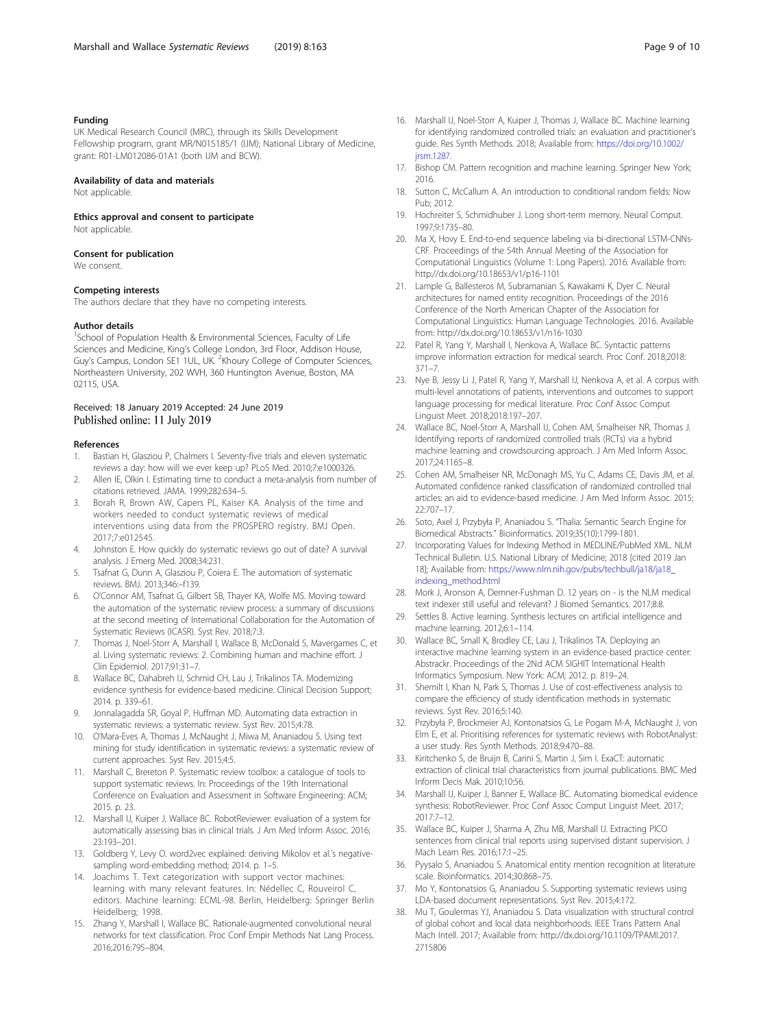### Funding

UK Medical Research Council (MRC), through its Skills Development Fellowship program, grant MR/N015185/1 (IJM); National Library of Medicine, grant: R01-LM012086-01A1 (both IJM and BCW).

### Availability of data and materials

Not applicable.

### Ethics approval and consent to participate

Not applicable.

### Consent for publication

We consent.

### Competing interests

The authors declare that they have no competing interests.

### Author details

[1]School of Population Health & Environmental Sciences, Faculty of Life Sciences and Medicine, King's College London, 3rd Floor, Addison House, Guy's Campus, London SE1 1UL, UK. [2]Khoury College of Computer Sciences, Northeastern University, 202 WVH, 360 Huntington Avenue, Boston, MA 02115, USA.

Received: 18 January 2019 Accepted: 24 June 2019
Published online: 11 July 2019

### References

1. Bastian H, Glasziou P, Chalmers I. Seventy-five trials and eleven systematic reviews a day: how will we ever keep up? PLoS Med. 2010;7:e1000326.
2. Allen IE, Olkin I. Estimating time to conduct a meta-analysis from number of citations retrieved. JAMA. 1999;282:634–5.
3. Borah R, Brown AW, Capers PL, Kaiser KA. Analysis of the time and workers needed to conduct systematic reviews of medical interventions using data from the PROSPERO registry. BMJ Open. 2017;7:e012545.
4. Johnston E. How quickly do systematic reviews go out of date? A survival analysis. J Emerg Med. 2008;34:231.
5. Tsafnat G, Dunn A, Glasziou P, Coiera E. The automation of systematic reviews. BMJ. 2013;346:–f139.
6. O'Connor AM, Tsafnat G, Gilbert SB, Thayer KA, Wolfe MS. Moving toward the automation of the systematic review process: a summary of discussions at the second meeting of International Collaboration for the Automation of Systematic Reviews (ICASR). Syst Rev. 2018;7:3.
7. Thomas J, Noel-Storr A, Marshall I, Wallace B, McDonald S, Mavergames C, et al. Living systematic reviews: 2. Combining human and machine effort. J Clin Epidemiol. 2017;91:31–7.
8. Wallace BC, Dahabreh IJ, Schmid CH, Lau J, Trikalinos TA. Modernizing evidence synthesis for evidence-based medicine. Clinical Decision Support; 2014. p. 339–61.
9. Jonnalagadda SR, Goyal P, Huffman MD. Automating data extraction in systematic reviews: a systematic review. Syst Rev. 2015;4:78.
10. O'Mara-Eves A, Thomas J, McNaught J, Miwa M, Ananiadou S. Using text mining for study identification in systematic reviews: a systematic review of current approaches. Syst Rev. 2015;4:5.
11. Marshall C, Brereton P. Systematic review toolbox: a catalogue of tools to support systematic reviews. In: Proceedings of the 19th International Conference on Evaluation and Assessment in Software Engineering: ACM; 2015. p. 23.
12. Marshall IJ, Kuiper J, Wallace BC. RobotReviewer: evaluation of a system for automatically assessing bias in clinical trials. J Am Med Inform Assoc. 2016; 23:193–201.
13. Goldberg Y, Levy O. word2vec explained: deriving Mikolov et al.'s negative-sampling word-embedding method; 2014. p. 1–5.
14. Joachims T. Text categorization with support vector machines: learning with many relevant features. In: Nédellec C, Rouveirol C, editors. Machine learning: ECML-98. Berlin, Heidelberg: Springer Berlin Heidelberg; 1998.
15. Zhang Y, Marshall I, Wallace BC. Rationale-augmented convolutional neural networks for text classification. Proc Conf Empir Methods Nat Lang Process. 2016;2016:795–804.
16. Marshall IJ, Noel-Storr A, Kuiper J, Thomas J, Wallace BC. Machine learning for identifying randomized controlled trials: an evaluation and practitioner's guide. Res Synth Methods. 2018; Available from: https://doi.org/10.1002/jrsm.1287.
17. Bishop CM. Pattern recognition and machine learning. Springer New York; 2016.
18. Sutton C, McCallum A. An introduction to conditional random fields: Now Pub; 2012.
19. Hochreiter S, Schmidhuber J. Long short-term memory. Neural Comput. 1997;9:1735–80.
20. Ma X, Hovy E. End-to-end sequence labeling via bi-directional LSTM-CNNs-CRF. Proceedings of the 54th Annual Meeting of the Association for Computational Linguistics (Volume 1: Long Papers). 2016. Available from: http://dx.doi.org/10.18653/v1/p16-1101
21. Lample G, Ballesteros M, Subramanian S, Kawakami K, Dyer C. Neural architectures for named entity recognition. Proceedings of the 2016 Conference of the North American Chapter of the Association for Computational Linguistics: Human Language Technologies. 2016. Available from: http://dx.doi.org/10.18653/v1/n16-1030
22. Patel R, Yang Y, Marshall I, Nenkova A, Wallace BC. Syntactic patterns improve information extraction for medical search. Proc Conf. 2018;2018: 371–7.
23. Nye B, Jessy Li J, Patel R, Yang Y, Marshall IJ, Nenkova A, et al. A corpus with multi-level annotations of patients, interventions and outcomes to support language processing for medical literature. Proc Conf Assoc Comput Linguist Meet. 2018;2018:197–207.
24. Wallace BC, Noel-Storr A, Marshall IJ, Cohen AM, Smalheiser NR, Thomas J. Identifying reports of randomized controlled trials (RCTs) via a hybrid machine learning and crowdsourcing approach. J Am Med Inform Assoc. 2017;24:1165–8.
25. Cohen AM, Smalheiser NR, McDonagh MS, Yu C, Adams CE, Davis JM, et al. Automated confidence ranked classification of randomized controlled trial articles: an aid to evidence-based medicine. J Am Med Inform Assoc. 2015; 22:707–17.
26. Soto, Axel J, Przybyła P, Ananiadou S. "Thalia: Semantic Search Engine for Biomedical Abstracts." Bioinformatics. 2019;35(10):1799-1801.
27. Incorporating Values for Indexing Method in MEDLINE/PubMed XML. NLM Technical Bulletin. U.S. National Library of Medicine; 2018 [cited 2019 Jan 18]; Available from: https://www.nlm.nih.gov/pubs/techbull/ja18/ja18_indexing_method.html
28. Mork J, Aronson A, Demner-Fushman D. 12 years on - is the NLM medical text indexer still useful and relevant? J Biomed Semantics. 2017;8:8.
29. Settles B. Active learning. Synthesis lectures on artificial intelligence and machine learning. 2012;6:1–114.
30. Wallace BC, Small K, Brodley CE, Lau J, Trikalinos TA. Deploying an interactive machine learning system in an evidence-based practice center: Abstrackr. Proceedings of the 2Nd ACM SIGHIT International Health Informatics Symposium. New York: ACM; 2012. p. 819–24.
31. Shemilt I, Khan N, Park S, Thomas J. Use of cost-effectiveness analysis to compare the efficiency of study identification methods in systematic reviews. Syst Rev. 2016;5:140.
32. Przybyła P, Brockmeier AJ, Kontonatsios G, Le Pogam M-A, McNaught J, von Elm E, et al. Prioritising references for systematic reviews with RobotAnalyst: a user study. Res Synth Methods. 2018;9:470–88.
33. Kiritchenko S, de Bruijn B, Carini S, Martin J, Sim I. ExaCT: automatic extraction of clinical trial characteristics from journal publications. BMC Med Inform Decis Mak. 2010;10:56.
34. Marshall IJ, Kuiper J, Banner E, Wallace BC. Automating biomedical evidence synthesis: RobotReviewer. Proc Conf Assoc Comput Linguist Meet. 2017; 2017:7–12.
35. Wallace BC, Kuiper J, Sharma A, Zhu MB, Marshall IJ. Extracting PICO sentences from clinical trial reports using supervised distant supervision. J Mach Learn Res. 2016;17:1–25.
36. Pyysalo S, Ananiadou S. Anatomical entity mention recognition at literature scale. Bioinformatics. 2014;30:868–75.
37. Mo Y, Kontonatsios G, Ananiadou S. Supporting systematic reviews using LDA-based document representations. Syst Rev. 2015;4:172.
38. Mu T, Goulermas YJ, Ananiadou S. Data visualization with structural control of global cohort and local data neighborhoods. IEEE Trans Pattern Anal Mach Intell. 2017; Available from: http://dx.doi.org/10.1109/TPAMI.2017.2715806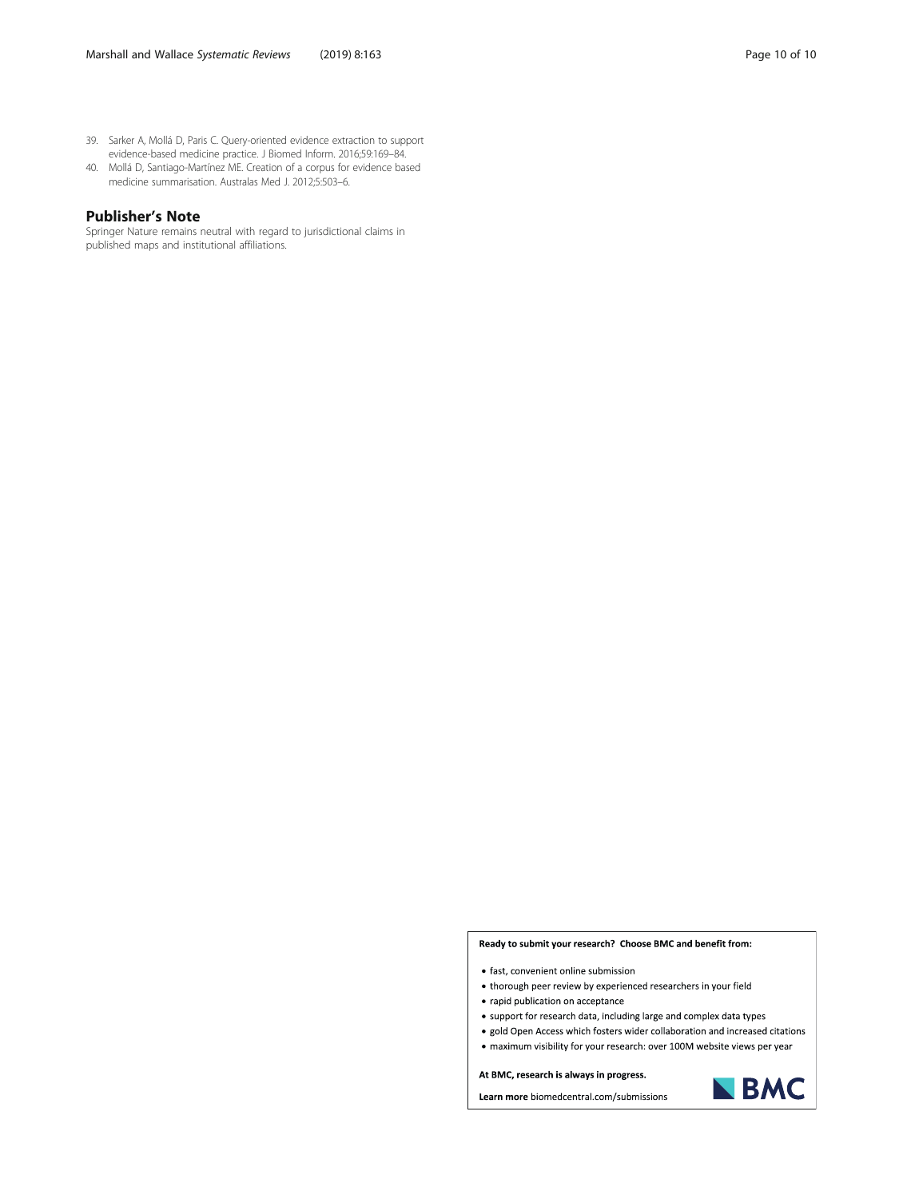39. Sarker A, Mollá D, Paris C. Query-oriented evidence extraction to support evidence-based medicine practice. J Biomed Inform. 2016;59:169–84.
40. Mollá D, Santiago-Martínez ME. Creation of a corpus for evidence based medicine summarisation. Australas Med J. 2012;5:503–6.

## Publisher's Note

Springer Nature remains neutral with regard to jurisdictional claims in published maps and institutional affiliations.

**Ready to submit your research? Choose BMC and benefit from:**

- fast, convenient online submission
- thorough peer review by experienced researchers in your field
- rapid publication on acceptance
- support for research data, including large and complex data types
- gold Open Access which fosters wider collaboration and increased citations
- maximum visibility for your research: over 100M website views per year

**At BMC, research is always in progress.**

**Learn more** biomedcentral.com/submissions

BMC